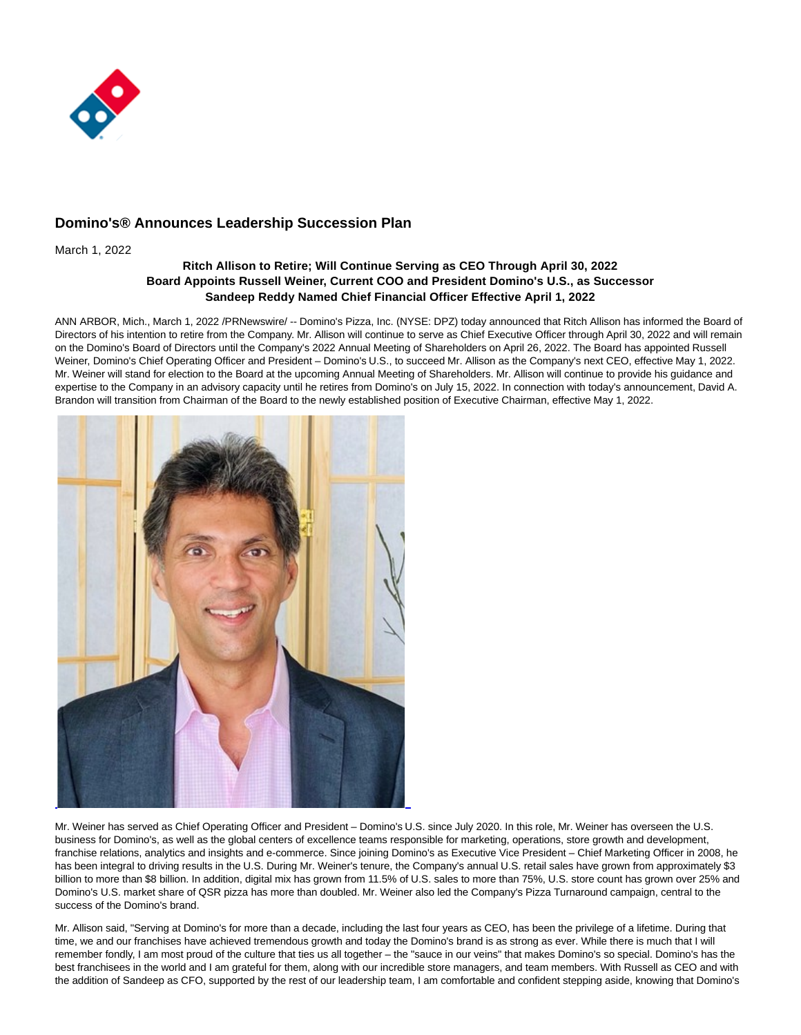# Domino's® Announces Leadership Succession Plan

March 1, 2022

**Ritch Allison to Retire; Will Continue Serving as CEO Through April 30, 2022**
**Board Appoints Russell Weiner, Current COO and President Domino's U.S., as Successor**
**Sandeep Reddy Named Chief Financial Officer Effective April 1, 2022**

ANN ARBOR, Mich., March 1, 2022 /PRNewswire/ -- Domino's Pizza, Inc. (NYSE: DPZ) today announced that Ritch Allison has informed the Board of Directors of his intention to retire from the Company. Mr. Allison will continue to serve as Chief Executive Officer through April 30, 2022 and will remain on the Domino's Board of Directors until the Company's 2022 Annual Meeting of Shareholders on April 26, 2022. The Board has appointed Russell Weiner, Domino's Chief Operating Officer and President – Domino's U.S., to succeed Mr. Allison as the Company's next CEO, effective May 1, 2022. Mr. Weiner will stand for election to the Board at the upcoming Annual Meeting of Shareholders. Mr. Allison will continue to provide his guidance and expertise to the Company in an advisory capacity until he retires from Domino's on July 15, 2022. In connection with today's announcement, David A. Brandon will transition from Chairman of the Board to the newly established position of Executive Chairman, effective May 1, 2022.

Mr. Weiner has served as Chief Operating Officer and President – Domino's U.S. since July 2020. In this role, Mr. Weiner has overseen the U.S. business for Domino's, as well as the global centers of excellence teams responsible for marketing, operations, store growth and development, franchise relations, analytics and insights and e-commerce. Since joining Domino's as Executive Vice President – Chief Marketing Officer in 2008, he has been integral to driving results in the U.S. During Mr. Weiner's tenure, the Company's annual U.S. retail sales have grown from approximately $3 billion to more than $8 billion. In addition, digital mix has grown from 11.5% of U.S. sales to more than 75%, U.S. store count has grown over 25% and Domino's U.S. market share of QSR pizza has more than doubled. Mr. Weiner also led the Company's Pizza Turnaround campaign, central to the success of the Domino's brand.

Mr. Allison said, "Serving at Domino's for more than a decade, including the last four years as CEO, has been the privilege of a lifetime. During that time, we and our franchises have achieved tremendous growth and today the Domino's brand is as strong as ever. While there is much that I will remember fondly, I am most proud of the culture that ties us all together – the "sauce in our veins" that makes Domino's so special. Domino's has the best franchisees in the world and I am grateful for them, along with our incredible store managers, and team members. With Russell as CEO and with the addition of Sandeep as CFO, supported by the rest of our leadership team, I am comfortable and confident stepping aside, knowing that Domino's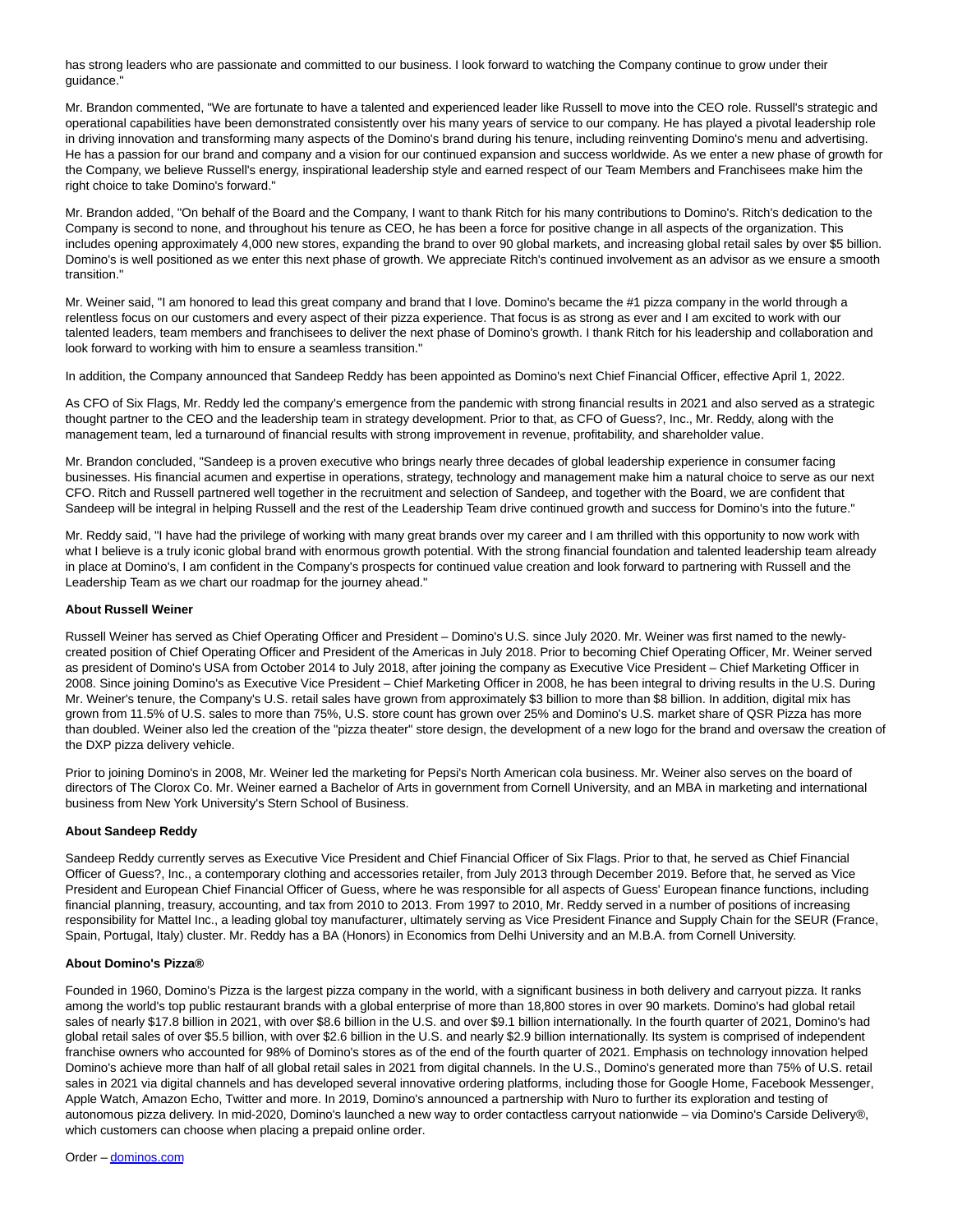has strong leaders who are passionate and committed to our business. I look forward to watching the Company continue to grow under their guidance."

Mr. Brandon commented, "We are fortunate to have a talented and experienced leader like Russell to move into the CEO role. Russell's strategic and operational capabilities have been demonstrated consistently over his many years of service to our company. He has played a pivotal leadership role in driving innovation and transforming many aspects of the Domino's brand during his tenure, including reinventing Domino's menu and advertising. He has a passion for our brand and company and a vision for our continued expansion and success worldwide. As we enter a new phase of growth for the Company, we believe Russell's energy, inspirational leadership style and earned respect of our Team Members and Franchisees make him the right choice to take Domino's forward."

Mr. Brandon added, "On behalf of the Board and the Company, I want to thank Ritch for his many contributions to Domino's. Ritch's dedication to the Company is second to none, and throughout his tenure as CEO, he has been a force for positive change in all aspects of the organization. This includes opening approximately 4,000 new stores, expanding the brand to over 90 global markets, and increasing global retail sales by over $5 billion. Domino's is well positioned as we enter this next phase of growth. We appreciate Ritch's continued involvement as an advisor as we ensure a smooth transition."

Mr. Weiner said, "I am honored to lead this great company and brand that I love. Domino's became the #1 pizza company in the world through a relentless focus on our customers and every aspect of their pizza experience. That focus is as strong as ever and I am excited to work with our talented leaders, team members and franchisees to deliver the next phase of Domino's growth. I thank Ritch for his leadership and collaboration and look forward to working with him to ensure a seamless transition."

In addition, the Company announced that Sandeep Reddy has been appointed as Domino's next Chief Financial Officer, effective April 1, 2022.

As CFO of Six Flags, Mr. Reddy led the company's emergence from the pandemic with strong financial results in 2021 and also served as a strategic thought partner to the CEO and the leadership team in strategy development. Prior to that, as CFO of Guess?, Inc., Mr. Reddy, along with the management team, led a turnaround of financial results with strong improvement in revenue, profitability, and shareholder value.

Mr. Brandon concluded, "Sandeep is a proven executive who brings nearly three decades of global leadership experience in consumer facing businesses. His financial acumen and expertise in operations, strategy, technology and management make him a natural choice to serve as our next CFO. Ritch and Russell partnered well together in the recruitment and selection of Sandeep, and together with the Board, we are confident that Sandeep will be integral in helping Russell and the rest of the Leadership Team drive continued growth and success for Domino's into the future."

Mr. Reddy said, "I have had the privilege of working with many great brands over my career and I am thrilled with this opportunity to now work with what I believe is a truly iconic global brand with enormous growth potential. With the strong financial foundation and talented leadership team already in place at Domino's, I am confident in the Company's prospects for continued value creation and look forward to partnering with Russell and the Leadership Team as we chart our roadmap for the journey ahead."

**About Russell Weiner**

Russell Weiner has served as Chief Operating Officer and President – Domino's U.S. since July 2020. Mr. Weiner was first named to the newly-created position of Chief Operating Officer and President of the Americas in July 2018. Prior to becoming Chief Operating Officer, Mr. Weiner served as president of Domino's USA from October 2014 to July 2018, after joining the company as Executive Vice President – Chief Marketing Officer in 2008. Since joining Domino's as Executive Vice President – Chief Marketing Officer in 2008, he has been integral to driving results in the U.S. During Mr. Weiner's tenure, the Company's U.S. retail sales have grown from approximately $3 billion to more than $8 billion. In addition, digital mix has grown from 11.5% of U.S. sales to more than 75%, U.S. store count has grown over 25% and Domino's U.S. market share of QSR Pizza has more than doubled. Weiner also led the creation of the "pizza theater" store design, the development of a new logo for the brand and oversaw the creation of the DXP pizza delivery vehicle.

Prior to joining Domino's in 2008, Mr. Weiner led the marketing for Pepsi's North American cola business. Mr. Weiner also serves on the board of directors of The Clorox Co. Mr. Weiner earned a Bachelor of Arts in government from Cornell University, and an MBA in marketing and international business from New York University's Stern School of Business.

**About Sandeep Reddy**

Sandeep Reddy currently serves as Executive Vice President and Chief Financial Officer of Six Flags. Prior to that, he served as Chief Financial Officer of Guess?, Inc., a contemporary clothing and accessories retailer, from July 2013 through December 2019. Before that, he served as Vice President and European Chief Financial Officer of Guess, where he was responsible for all aspects of Guess' European finance functions, including financial planning, treasury, accounting, and tax from 2010 to 2013. From 1997 to 2010, Mr. Reddy served in a number of positions of increasing responsibility for Mattel Inc., a leading global toy manufacturer, ultimately serving as Vice President Finance and Supply Chain for the SEUR (France, Spain, Portugal, Italy) cluster. Mr. Reddy has a BA (Honors) in Economics from Delhi University and an M.B.A. from Cornell University.

**About Domino's Pizza®**

Founded in 1960, Domino's Pizza is the largest pizza company in the world, with a significant business in both delivery and carryout pizza. It ranks among the world's top public restaurant brands with a global enterprise of more than 18,800 stores in over 90 markets. Domino's had global retail sales of nearly $17.8 billion in 2021, with over $8.6 billion in the U.S. and over $9.1 billion internationally. In the fourth quarter of 2021, Domino's had global retail sales of over $5.5 billion, with over $2.6 billion in the U.S. and nearly $2.9 billion internationally. Its system is comprised of independent franchise owners who accounted for 98% of Domino's stores as of the end of the fourth quarter of 2021. Emphasis on technology innovation helped Domino's achieve more than half of all global retail sales in 2021 from digital channels. In the U.S., Domino's generated more than 75% of U.S. retail sales in 2021 via digital channels and has developed several innovative ordering platforms, including those for Google Home, Facebook Messenger, Apple Watch, Amazon Echo, Twitter and more. In 2019, Domino's announced a partnership with Nuro to further its exploration and testing of autonomous pizza delivery. In mid-2020, Domino's launched a new way to order contactless carryout nationwide – via Domino's Carside Delivery®, which customers can choose when placing a prepaid online order.

Order – dominos.com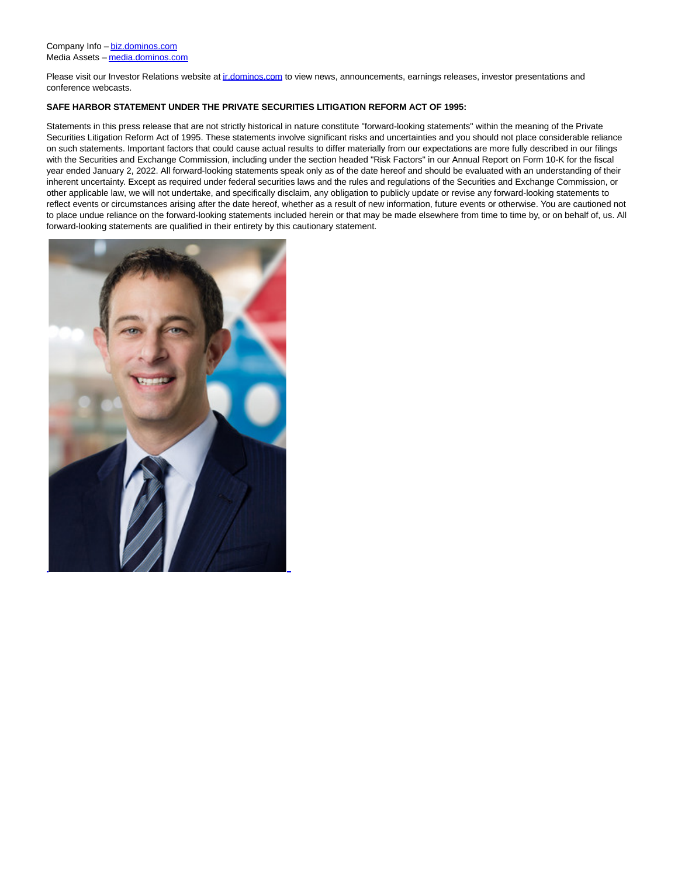Company Info – [biz.dominos.com](biz.dominos.com)
Media Assets – [media.dominos.com](media.dominos.com)

Please visit our Investor Relations website at [ir.dominos.com](ir.dominos.com) to view news, announcements, earnings releases, investor presentations and conference webcasts.

**SAFE HARBOR STATEMENT UNDER THE PRIVATE SECURITIES LITIGATION REFORM ACT OF 1995:**

Statements in this press release that are not strictly historical in nature constitute "forward-looking statements" within the meaning of the Private Securities Litigation Reform Act of 1995. These statements involve significant risks and uncertainties and you should not place considerable reliance on such statements. Important factors that could cause actual results to differ materially from our expectations are more fully described in our filings with the Securities and Exchange Commission, including under the section headed "Risk Factors" in our Annual Report on Form 10-K for the fiscal year ended January 2, 2022. All forward-looking statements speak only as of the date hereof and should be evaluated with an understanding of their inherent uncertainty. Except as required under federal securities laws and the rules and regulations of the Securities and Exchange Commission, or other applicable law, we will not undertake, and specifically disclaim, any obligation to publicly update or revise any forward-looking statements to reflect events or circumstances arising after the date hereof, whether as a result of new information, future events or otherwise. You are cautioned not to place undue reliance on the forward-looking statements included herein or that may be made elsewhere from time to time by, or on behalf of, us. All forward-looking statements are qualified in their entirety by this cautionary statement.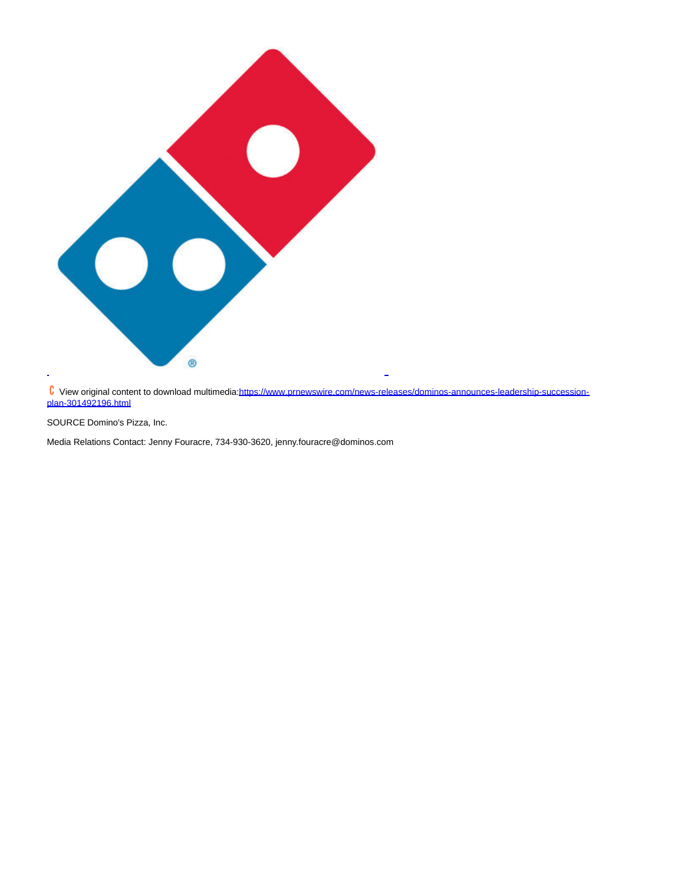View original content to download multimedia:https://www.prnewswire.com/news-releases/dominos-announces-leadership-succession-plan-301492196.html

SOURCE Domino's Pizza, Inc.

Media Relations Contact: Jenny Fouracre, 734-930-3620, jenny.fouracre@dominos.com